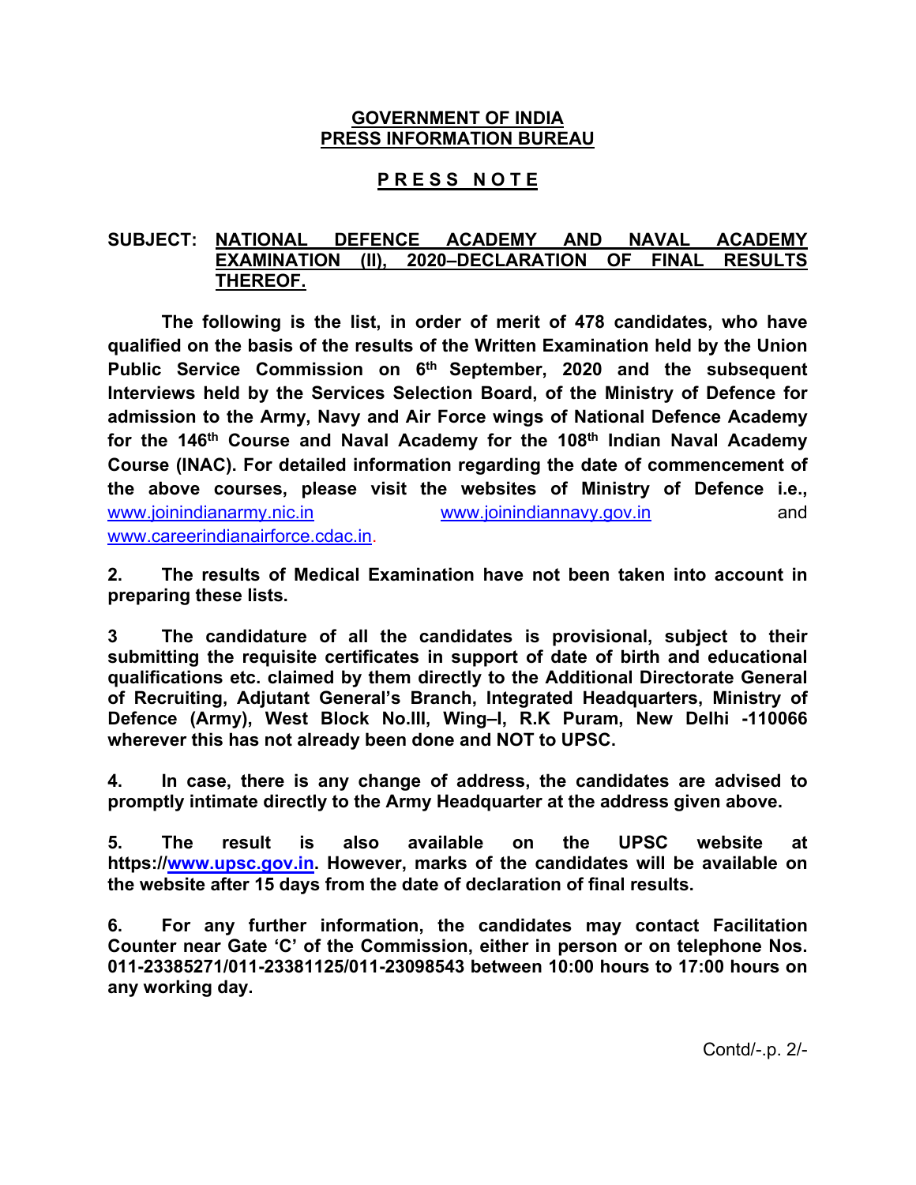**GOVERNMENT OF INDIA**
**PRESS INFORMATION BUREAU**

**P R E S S N O T E**

**SUBJECT: NATIONAL DEFENCE ACADEMY AND NAVAL ACADEMY EXAMINATION (II), 2020–DECLARATION OF FINAL RESULTS THEREOF.**

**The following is the list, in order of merit of 478 candidates, who have qualified on the basis of the results of the Written Examination held by the Union Public Service Commission on 6th September, 2020 and the subsequent Interviews held by the Services Selection Board, of the Ministry of Defence for admission to the Army, Navy and Air Force wings of National Defence Academy for the 146th Course and Naval Academy for the 108th Indian Naval Academy Course (INAC). For detailed information regarding the date of commencement of the above courses, please visit the websites of Ministry of Defence i.e.,** www.joinindianarmy.nic.in www.joinindiannavy.gov.in and www.careerindianairforce.cdac.in.

**2. The results of Medical Examination have not been taken into account in preparing these lists.**

**3 The candidature of all the candidates is provisional, subject to their submitting the requisite certificates in support of date of birth and educational qualifications etc. claimed by them directly to the Additional Directorate General of Recruiting, Adjutant General's Branch, Integrated Headquarters, Ministry of Defence (Army), West Block No.III, Wing–I, R.K Puram, New Delhi -110066 wherever this has not already been done and NOT to UPSC.**

**4. In case, there is any change of address, the candidates are advised to promptly intimate directly to the Army Headquarter at the address given above.**

**5. The result is also available on the UPSC website at https://www.upsc.gov.in. However, marks of the candidates will be available on the website after 15 days from the date of declaration of final results.**

**6. For any further information, the candidates may contact Facilitation Counter near Gate 'C' of the Commission, either in person or on telephone Nos. 011-23385271/011-23381125/011-23098543 between 10:00 hours to 17:00 hours on any working day.**

Contd/-.p. 2/-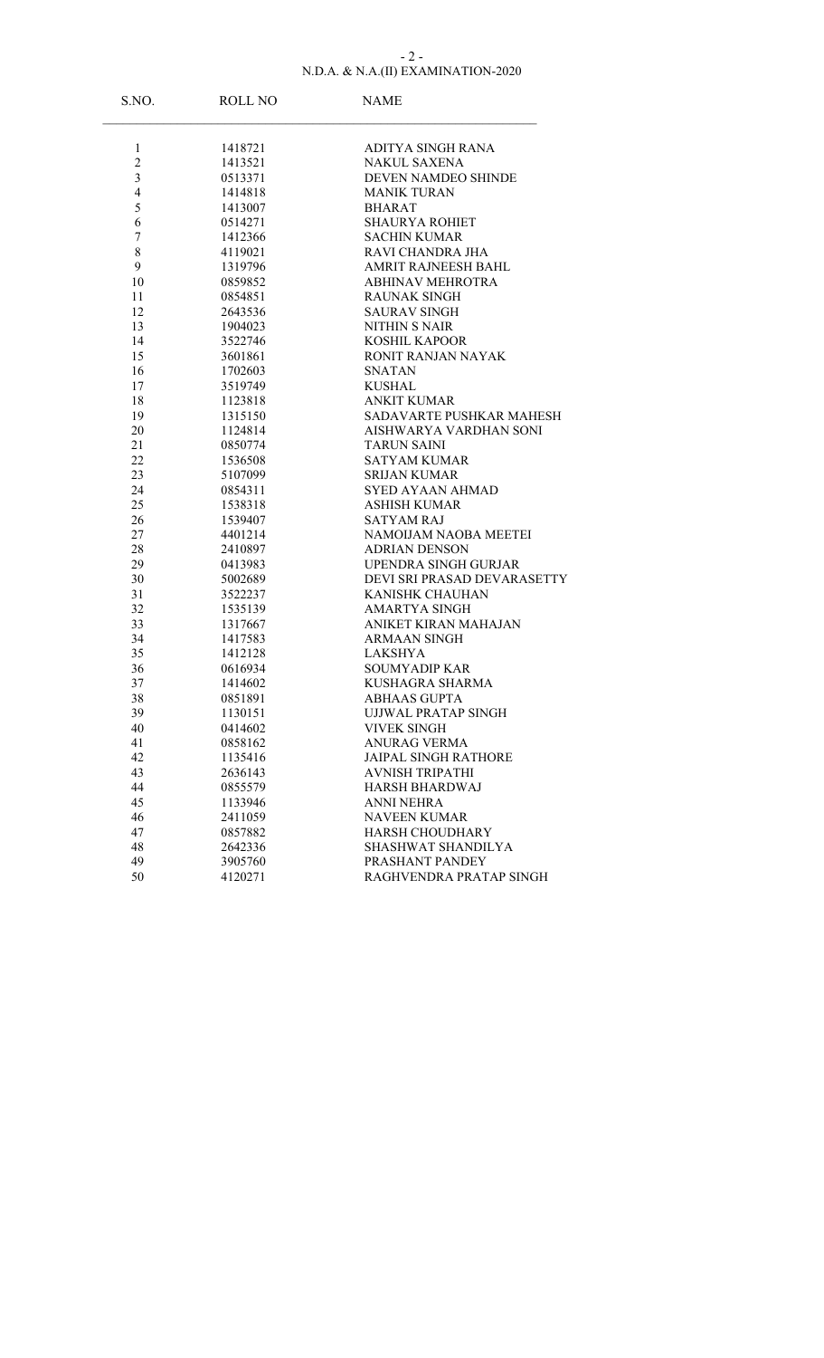N.D.A. & N.A.(II) EXAMINATION-2020

| S.NO. | ROLL NO | NAME |
|---|---|---|
| 1 | 1418721 | ADITYA SINGH RANA |
| 2 | 1413521 | NAKUL SAXENA |
| 3 | 0513371 | DEVEN NAMDEO SHINDE |
| 4 | 1414818 | MANIK TURAN |
| 5 | 1413007 | BHARAT |
| 6 | 0514271 | SHAURYA ROHIET |
| 7 | 1412366 | SACHIN KUMAR |
| 8 | 4119021 | RAVI CHANDRA JHA |
| 9 | 1319796 | AMRIT RAJNEESH BAHL |
| 10 | 0859852 | ABHINAV MEHROTRA |
| 11 | 0854851 | RAUNAK SINGH |
| 12 | 2643536 | SAURAV SINGH |
| 13 | 1904023 | NITHIN S NAIR |
| 14 | 3522746 | KOSHIL KAPOOR |
| 15 | 3601861 | RONIT RANJAN NAYAK |
| 16 | 1702603 | SNATAN |
| 17 | 3519749 | KUSHAL |
| 18 | 1123818 | ANKIT KUMAR |
| 19 | 1315150 | SADAVARTE PUSHKAR MAHESH |
| 20 | 1124814 | AISHWARYA VARDHAN SONI |
| 21 | 0850774 | TARUN SAINI |
| 22 | 1536508 | SATYAM KUMAR |
| 23 | 5107099 | SRIJAN KUMAR |
| 24 | 0854311 | SYED AYAAN AHMAD |
| 25 | 1538318 | ASHISH KUMAR |
| 26 | 1539407 | SATYAM RAJ |
| 27 | 4401214 | NAMOIJAM NAOBA MEETEI |
| 28 | 2410897 | ADRIAN DENSON |
| 29 | 0413983 | UPENDRA SINGH GURJAR |
| 30 | 5002689 | DEVI SRI PRASAD DEVARASETTY |
| 31 | 3522237 | KANISHK CHAUHAN |
| 32 | 1535139 | AMARTYA SINGH |
| 33 | 1317667 | ANIKET KIRAN MAHAJAN |
| 34 | 1417583 | ARMAAN SINGH |
| 35 | 1412128 | LAKSHYA |
| 36 | 0616934 | SOUMYADIP KAR |
| 37 | 1414602 | KUSHAGRA SHARMA |
| 38 | 0851891 | ABHAAS GUPTA |
| 39 | 1130151 | UJJWAL PRATAP SINGH |
| 40 | 0414602 | VIVEK SINGH |
| 41 | 0858162 | ANURAG VERMA |
| 42 | 1135416 | JAIPAL SINGH RATHORE |
| 43 | 2636143 | AVNISH TRIPATHI |
| 44 | 0855579 | HARSH BHARDWAJ |
| 45 | 1133946 | ANNI NEHRA |
| 46 | 2411059 | NAVEEN KUMAR |
| 47 | 0857882 | HARSH CHOUDHARY |
| 48 | 2642336 | SHASHWAT SHANDILYA |
| 49 | 3905760 | PRASHANT PANDEY |
| 50 | 4120271 | RAGHVENDRA PRATAP SINGH |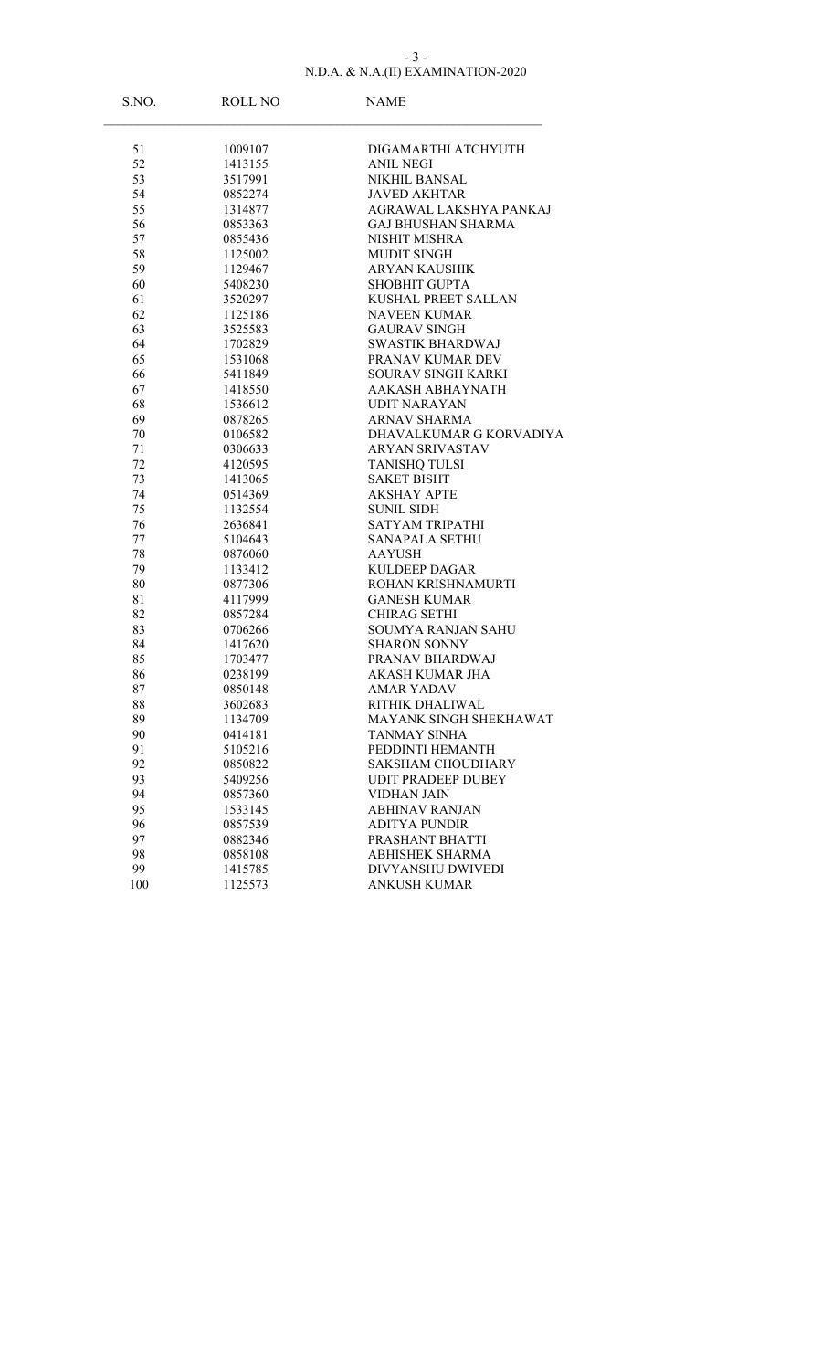| S.NO. | ROLL NO | NAME |
|---|---|---|
| 51 | 1009107 | DIGAMARTHI ATCHYUTH |
| 52 | 1413155 | ANIL NEGI |
| 53 | 3517991 | NIKHIL BANSAL |
| 54 | 0852274 | JAVED AKHTAR |
| 55 | 1314877 | AGRAWAL LAKSHYA PANKAJ |
| 56 | 0853363 | GAJ BHUSHAN SHARMA |
| 57 | 0855436 | NISHIT MISHRA |
| 58 | 1125002 | MUDIT SINGH |
| 59 | 1129467 | ARYAN KAUSHIK |
| 60 | 5408230 | SHOBHIT GUPTA |
| 61 | 3520297 | KUSHAL PREET SALLAN |
| 62 | 1125186 | NAVEEN KUMAR |
| 63 | 3525583 | GAURAV SINGH |
| 64 | 1702829 | SWASTIK BHARDWAJ |
| 65 | 1531068 | PRANAV KUMAR DEV |
| 66 | 5411849 | SOURAV SINGH KARKI |
| 67 | 1418550 | AAKASH ABHAYNATH |
| 68 | 1536612 | UDIT NARAYAN |
| 69 | 0878265 | ARNAV SHARMA |
| 70 | 0106582 | DHAVALKUMAR G KORVADIYA |
| 71 | 0306633 | ARYAN SRIVASTAV |
| 72 | 4120595 | TANISHQ TULSI |
| 73 | 1413065 | SAKET BISHT |
| 74 | 0514369 | AKSHAY APTE |
| 75 | 1132554 | SUNIL SIDH |
| 76 | 2636841 | SATYAM TRIPATHI |
| 77 | 5104643 | SANAPALA SETHU |
| 78 | 0876060 | AAYUSH |
| 79 | 1133412 | KULDEEP DAGAR |
| 80 | 0877306 | ROHAN KRISHNAMURTI |
| 81 | 4117999 | GANESH KUMAR |
| 82 | 0857284 | CHIRAG SETHI |
| 83 | 0706266 | SOUMYA RANJAN SAHU |
| 84 | 1417620 | SHARON SONNY |
| 85 | 1703477 | PRANAV BHARDWAJ |
| 86 | 0238199 | AKASH KUMAR JHA |
| 87 | 0850148 | AMAR YADAV |
| 88 | 3602683 | RITHIK DHALIWAL |
| 89 | 1134709 | MAYANK SINGH SHEKHAWAT |
| 90 | 0414181 | TANMAY SINHA |
| 91 | 5105216 | PEDDINTI HEMANTH |
| 92 | 0850822 | SAKSHAM CHOUDHARY |
| 93 | 5409256 | UDIT PRADEEP DUBEY |
| 94 | 0857360 | VIDHAN JAIN |
| 95 | 1533145 | ABHINAV RANJAN |
| 96 | 0857539 | ADITYA PUNDIR |
| 97 | 0882346 | PRASHANT BHATTI |
| 98 | 0858108 | ABHISHEK SHARMA |
| 99 | 1415785 | DIVYANSHU DWIVEDI |
| 100 | 1125573 | ANKUSH KUMAR |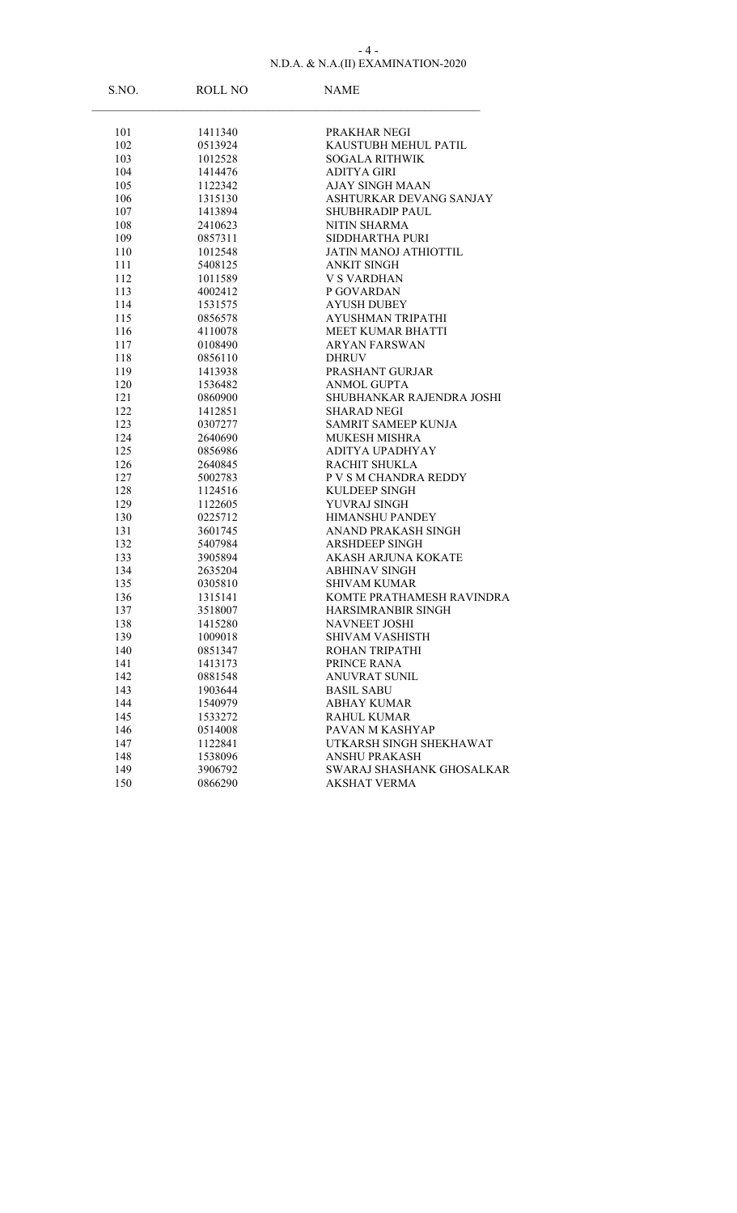N.D.A. & N.A.(II) EXAMINATION-2020

| S.NO. | ROLL NO | NAME |
|---|---|---|
| 101 | 1411340 | PRAKHAR NEGI |
| 102 | 0513924 | KAUSTUBH MEHUL PATIL |
| 103 | 1012528 | SOGALA RITHWIK |
| 104 | 1414476 | ADITYA GIRI |
| 105 | 1122342 | AJAY SINGH MAAN |
| 106 | 1315130 | ASHTURKAR DEVANG SANJAY |
| 107 | 1413894 | SHUBHRADIP PAUL |
| 108 | 2410623 | NITIN SHARMA |
| 109 | 0857311 | SIDDHARTHA PURI |
| 110 | 1012548 | JATIN MANOJ ATHIOTTIL |
| 111 | 5408125 | ANKIT SINGH |
| 112 | 1011589 | V S VARDHAN |
| 113 | 4002412 | P GOVARDAN |
| 114 | 1531575 | AYUSH DUBEY |
| 115 | 0856578 | AYUSHMAN TRIPATHI |
| 116 | 4110078 | MEET KUMAR BHATTI |
| 117 | 0108490 | ARYAN FARSWAN |
| 118 | 0856110 | DHRUV |
| 119 | 1413938 | PRASHANT GURJAR |
| 120 | 1536482 | ANMOL GUPTA |
| 121 | 0860900 | SHUBHANKAR RAJENDRA JOSHI |
| 122 | 1412851 | SHARAD NEGI |
| 123 | 0307277 | SAMRIT SAMEEP KUNJA |
| 124 | 2640690 | MUKESH MISHRA |
| 125 | 0856986 | ADITYA UPADHYAY |
| 126 | 2640845 | RACHIT SHUKLA |
| 127 | 5002783 | P V S M CHANDRA REDDY |
| 128 | 1124516 | KULDEEP SINGH |
| 129 | 1122605 | YUVRAJ SINGH |
| 130 | 0225712 | HIMANSHU PANDEY |
| 131 | 3601745 | ANAND PRAKASH SINGH |
| 132 | 5407984 | ARSHDEEP SINGH |
| 133 | 3905894 | AKASH ARJUNA KOKATE |
| 134 | 2635204 | ABHINAV SINGH |
| 135 | 0305810 | SHIVAM KUMAR |
| 136 | 1315141 | KOMTE PRATHAMESH RAVINDRA |
| 137 | 3518007 | HARSIMRANBIR SINGH |
| 138 | 1415280 | NAVNEET JOSHI |
| 139 | 1009018 | SHIVAM VASHISTH |
| 140 | 0851347 | ROHAN TRIPATHI |
| 141 | 1413173 | PRINCE RANA |
| 142 | 0881548 | ANUVRAT SUNIL |
| 143 | 1903644 | BASIL SABU |
| 144 | 1540979 | ABHAY KUMAR |
| 145 | 1533272 | RAHUL KUMAR |
| 146 | 0514008 | PAVAN M KASHYAP |
| 147 | 1122841 | UTKARSH SINGH SHEKHAWAT |
| 148 | 1538096 | ANSHU PRAKASH |
| 149 | 3906792 | SWARAJ SHASHANK GHOSALKAR |
| 150 | 0866290 | AKSHAT VERMA |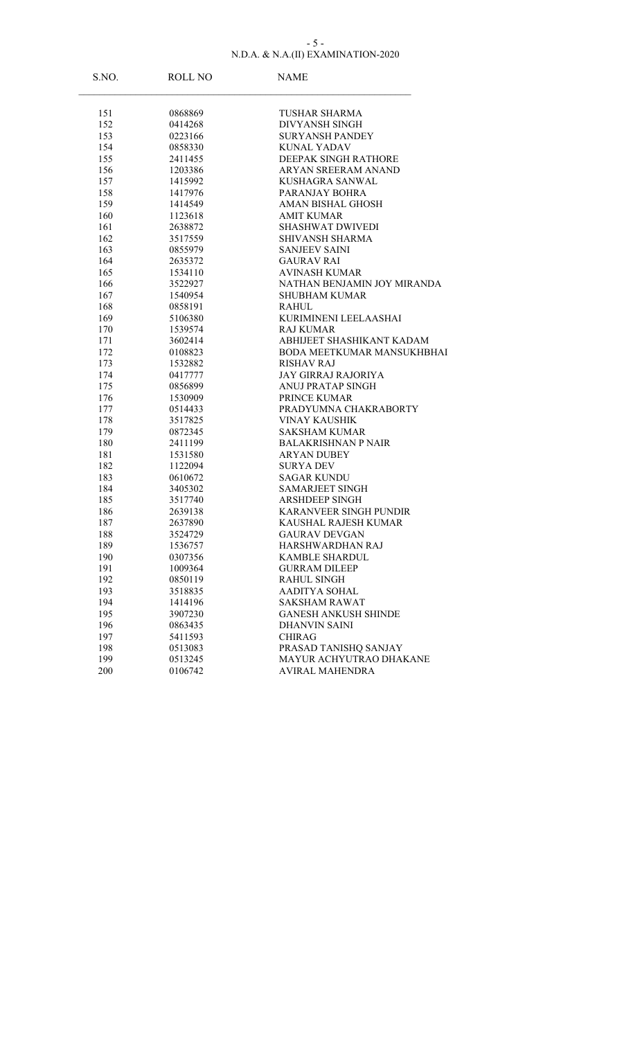| S.NO. | ROLL NO | NAME |
|---|---|---|
| 151 | 0868869 | TUSHAR SHARMA |
| 152 | 0414268 | DIVYANSH SINGH |
| 153 | 0223166 | SURYANSH PANDEY |
| 154 | 0858330 | KUNAL YADAV |
| 155 | 2411455 | DEEPAK SINGH RATHORE |
| 156 | 1203386 | ARYAN SREERAM ANAND |
| 157 | 1415992 | KUSHAGRA SANWAL |
| 158 | 1417976 | PARANJAY BOHRA |
| 159 | 1414549 | AMAN BISHAL GHOSH |
| 160 | 1123618 | AMIT KUMAR |
| 161 | 2638872 | SHASHWAT DWIVEDI |
| 162 | 3517559 | SHIVANSH SHARMA |
| 163 | 0855979 | SANJEEV SAINI |
| 164 | 2635372 | GAURAV RAI |
| 165 | 1534110 | AVINASH KUMAR |
| 166 | 3522927 | NATHAN BENJAMIN JOY MIRANDA |
| 167 | 1540954 | SHUBHAM KUMAR |
| 168 | 0858191 | RAHUL |
| 169 | 5106380 | KURIMINENI LEELAASHAI |
| 170 | 1539574 | RAJ KUMAR |
| 171 | 3602414 | ABHIJEET SHASHIKANT KADAM |
| 172 | 0108823 | BODA MEETKUMAR MANSUKHBHAI |
| 173 | 1532882 | RISHAV RAJ |
| 174 | 0417777 | JAY GIRRAJ RAJORIYA |
| 175 | 0856899 | ANUJ PRATAP SINGH |
| 176 | 1530909 | PRINCE KUMAR |
| 177 | 0514433 | PRADYUMNA CHAKRABORTY |
| 178 | 3517825 | VINAY KAUSHIK |
| 179 | 0872345 | SAKSHAM KUMAR |
| 180 | 2411199 | BALAKRISHNAN P NAIR |
| 181 | 1531580 | ARYAN DUBEY |
| 182 | 1122094 | SURYA DEV |
| 183 | 0610672 | SAGAR KUNDU |
| 184 | 3405302 | SAMARJEET SINGH |
| 185 | 3517740 | ARSHDEEP SINGH |
| 186 | 2639138 | KARANVEER SINGH PUNDIR |
| 187 | 2637890 | KAUSHAL RAJESH KUMAR |
| 188 | 3524729 | GAURAV DEVGAN |
| 189 | 1536757 | HARSHWARDHAN RAJ |
| 190 | 0307356 | KAMBLE SHARDUL |
| 191 | 1009364 | GURRAM DILEEP |
| 192 | 0850119 | RAHUL SINGH |
| 193 | 3518835 | AADITYA SOHAL |
| 194 | 1414196 | SAKSHAM RAWAT |
| 195 | 3907230 | GANESH ANKUSH SHINDE |
| 196 | 0863435 | DHANVIN SAINI |
| 197 | 5411593 | CHIRAG |
| 198 | 0513083 | PRASAD TANISHQ SANJAY |
| 199 | 0513245 | MAYUR ACHYUTRAO DHAKANE |
| 200 | 0106742 | AVIRAL MAHENDRA |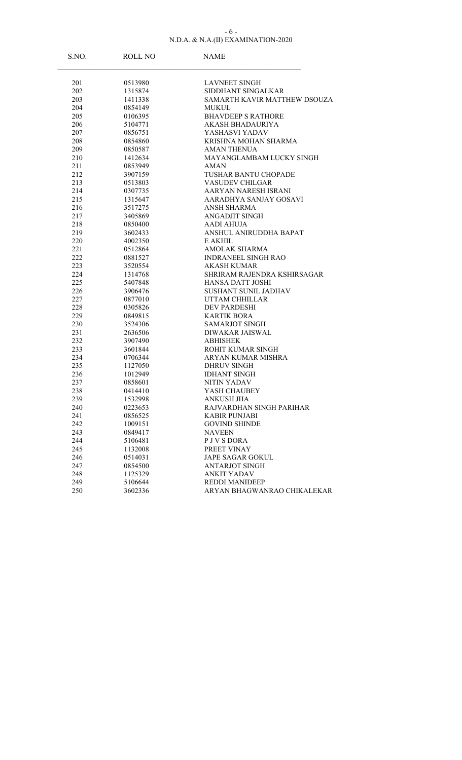N.D.A. & N.A.(II) EXAMINATION-2020

| S.NO. | ROLL NO | NAME |
|---|---|---|
| 201 | 0513980 | LAVNEET SINGH |
| 202 | 1315874 | SIDDHANT SINGALKAR |
| 203 | 1411338 | SAMARTH KAVIR MATTHEW DSOUZA |
| 204 | 0854149 | MUKUL |
| 205 | 0106395 | BHAVDEEP S RATHORE |
| 206 | 5104771 | AKASH BHADAURIYA |
| 207 | 0856751 | YASHASVI YADAV |
| 208 | 0854860 | KRISHNA MOHAN SHARMA |
| 209 | 0850587 | AMAN THENUA |
| 210 | 1412634 | MAYANGLAMBAM LUCKY SINGH |
| 211 | 0853949 | AMAN |
| 212 | 3907159 | TUSHAR BANTU CHOPADE |
| 213 | 0513803 | VASUDEV CHILGAR |
| 214 | 0307735 | AARYAN NARESH ISRANI |
| 215 | 1315647 | AARADHYA SANJAY GOSAVI |
| 216 | 3517275 | ANSH SHARMA |
| 217 | 3405869 | ANGADJIT SINGH |
| 218 | 0850400 | AADI AHUJA |
| 219 | 3602433 | ANSHUL ANIRUDDHA BAPAT |
| 220 | 4002350 | E AKHIL |
| 221 | 0512864 | AMOLAK SHARMA |
| 222 | 0881527 | INDRANEEL SINGH RAO |
| 223 | 3520554 | AKASH KUMAR |
| 224 | 1314768 | SHRIRAM RAJENDRA KSHIRSAGAR |
| 225 | 5407848 | HANSA DATT JOSHI |
| 226 | 3906476 | SUSHANT SUNIL JADHAV |
| 227 | 0877010 | UTTAM CHHILLAR |
| 228 | 0305826 | DEV PARDESHI |
| 229 | 0849815 | KARTIK BORA |
| 230 | 3524306 | SAMARJOT SINGH |
| 231 | 2636506 | DIWAKAR JAISWAL |
| 232 | 3907490 | ABHISHEK |
| 233 | 3601844 | ROHIT KUMAR SINGH |
| 234 | 0706344 | ARYAN KUMAR MISHRA |
| 235 | 1127050 | DHRUV SINGH |
| 236 | 1012949 | IDHANT SINGH |
| 237 | 0858601 | NITIN YADAV |
| 238 | 0414410 | YASH CHAUBEY |
| 239 | 1532998 | ANKUSH JHA |
| 240 | 0223653 | RAJVARDHAN SINGH PARIHAR |
| 241 | 0856525 | KABIR PUNJABI |
| 242 | 1009151 | GOVIND SHINDE |
| 243 | 0849417 | NAVEEN |
| 244 | 5106481 | P J V S DORA |
| 245 | 1132008 | PREET VINAY |
| 246 | 0514031 | JAPE SAGAR GOKUL |
| 247 | 0854500 | ANTARJOT SINGH |
| 248 | 1125329 | ANKIT YADAV |
| 249 | 5106644 | REDDI MANIDEEP |
| 250 | 3602336 | ARYAN BHAGWANRAO CHIKALEKAR |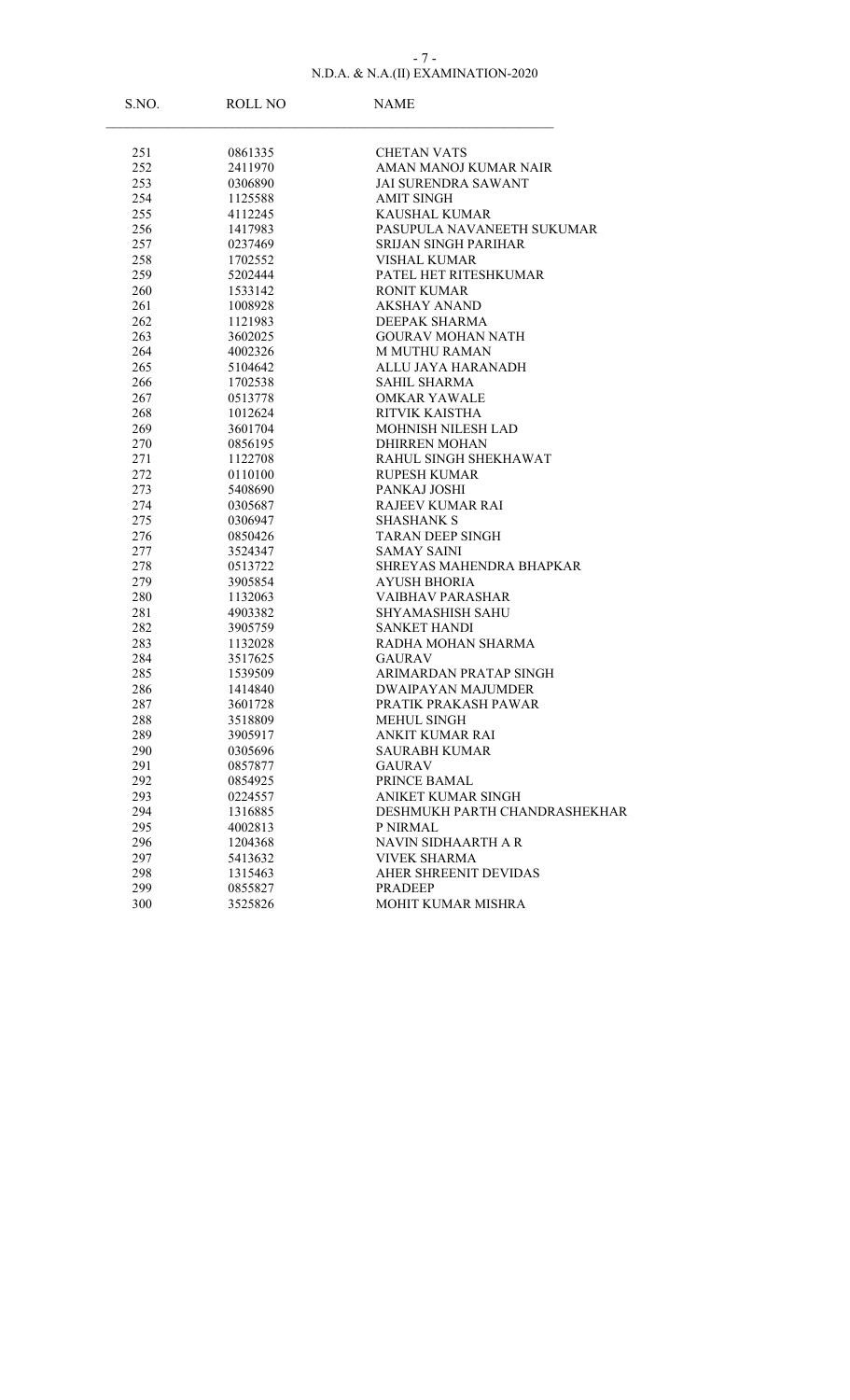| S.NO. | ROLL NO | NAME |
|---|---|---|
| 251 | 0861335 | CHETAN VATS |
| 252 | 2411970 | AMAN MANOJ KUMAR NAIR |
| 253 | 0306890 | JAI SURENDRA SAWANT |
| 254 | 1125588 | AMIT SINGH |
| 255 | 4112245 | KAUSHAL KUMAR |
| 256 | 1417983 | PASUPULA NAVANEETH SUKUMAR |
| 257 | 0237469 | SRIJAN SINGH PARIHAR |
| 258 | 1702552 | VISHAL KUMAR |
| 259 | 5202444 | PATEL HET RITESHKUMAR |
| 260 | 1533142 | RONIT KUMAR |
| 261 | 1008928 | AKSHAY ANAND |
| 262 | 1121983 | DEEPAK SHARMA |
| 263 | 3602025 | GOURAV MOHAN NATH |
| 264 | 4002326 | M MUTHU RAMAN |
| 265 | 5104642 | ALLU JAYA HARANADH |
| 266 | 1702538 | SAHIL SHARMA |
| 267 | 0513778 | OMKAR YAWALE |
| 268 | 1012624 | RITVIK KAISTHA |
| 269 | 3601704 | MOHNISH NILESH LAD |
| 270 | 0856195 | DHIRREN MOHAN |
| 271 | 1122708 | RAHUL SINGH SHEKHAWAT |
| 272 | 0110100 | RUPESH KUMAR |
| 273 | 5408690 | PANKAJ JOSHI |
| 274 | 0305687 | RAJEEV KUMAR RAI |
| 275 | 0306947 | SHASHANK S |
| 276 | 0850426 | TARAN DEEP SINGH |
| 277 | 3524347 | SAMAY SAINI |
| 278 | 0513722 | SHREYAS MAHENDRA BHAPKAR |
| 279 | 3905854 | AYUSH BHORIA |
| 280 | 1132063 | VAIBHAV PARASHAR |
| 281 | 4903382 | SHYAMASHISH SAHU |
| 282 | 3905759 | SANKET HANDI |
| 283 | 1132028 | RADHA MOHAN SHARMA |
| 284 | 3517625 | GAURAV |
| 285 | 1539509 | ARIMARDAN PRATAP SINGH |
| 286 | 1414840 | DWAIPAYAN MAJUMDER |
| 287 | 3601728 | PRATIK PRAKASH PAWAR |
| 288 | 3518809 | MEHUL SINGH |
| 289 | 3905917 | ANKIT KUMAR RAI |
| 290 | 0305696 | SAURABH KUMAR |
| 291 | 0857877 | GAURAV |
| 292 | 0854925 | PRINCE BAMAL |
| 293 | 0224557 | ANIKET KUMAR SINGH |
| 294 | 1316885 | DESHMUKH PARTH CHANDRASHEKHAR |
| 295 | 4002813 | P NIRMAL |
| 296 | 1204368 | NAVIN SIDHAARTH A R |
| 297 | 5413632 | VIVEK SHARMA |
| 298 | 1315463 | AHER SHREENIT DEVIDAS |
| 299 | 0855827 | PRADEEP |
| 300 | 3525826 | MOHIT KUMAR MISHRA |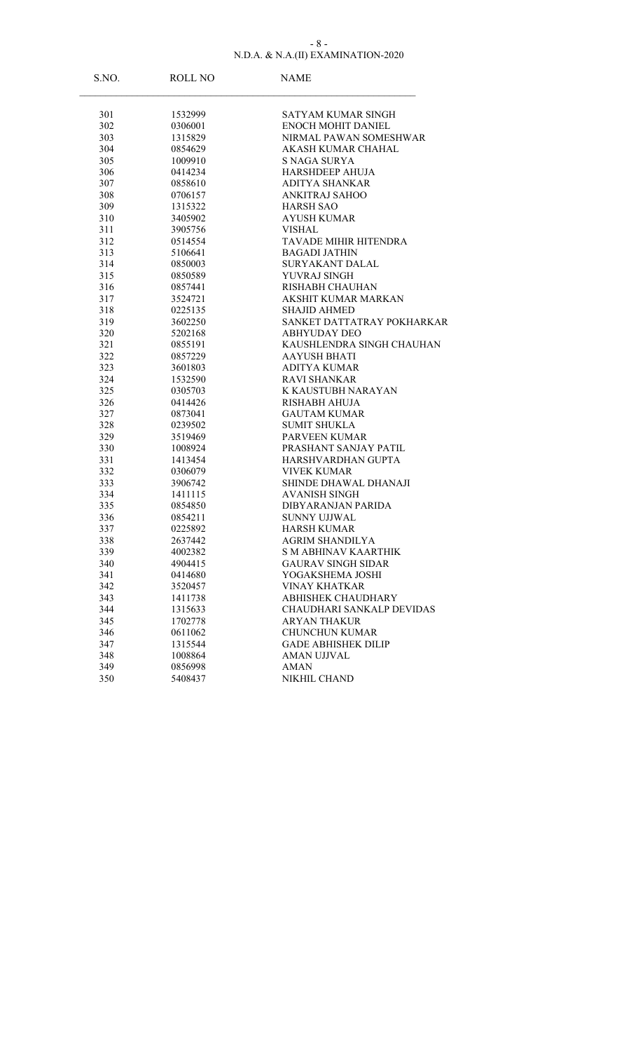N.D.A. & N.A.(II) EXAMINATION-2020

| S.NO. | ROLL NO | NAME |
|---|---|---|
| 301 | 1532999 | SATYAM KUMAR SINGH |
| 302 | 0306001 | ENOCH MOHIT DANIEL |
| 303 | 1315829 | NIRMAL PAWAN SOMESHWAR |
| 304 | 0854629 | AKASH KUMAR CHAHAL |
| 305 | 1009910 | S NAGA SURYA |
| 306 | 0414234 | HARSHDEEP AHUJA |
| 307 | 0858610 | ADITYA SHANKAR |
| 308 | 0706157 | ANKITRAJ SAHOO |
| 309 | 1315322 | HARSH SAO |
| 310 | 3405902 | AYUSH KUMAR |
| 311 | 3905756 | VISHAL |
| 312 | 0514554 | TAVADE MIHIR HITENDRA |
| 313 | 5106641 | BAGADI JATHIN |
| 314 | 0850003 | SURYAKANT DALAL |
| 315 | 0850589 | YUVRAJ SINGH |
| 316 | 0857441 | RISHABH CHAUHAN |
| 317 | 3524721 | AKSHIT KUMAR MARKAN |
| 318 | 0225135 | SHAJID AHMED |
| 319 | 3602250 | SANKET DATTATRAY POKHARKAR |
| 320 | 5202168 | ABHYUDAY DEO |
| 321 | 0855191 | KAUSHLENDRA SINGH CHAUHAN |
| 322 | 0857229 | AAYUSH BHATI |
| 323 | 3601803 | ADITYA KUMAR |
| 324 | 1532590 | RAVI SHANKAR |
| 325 | 0305703 | K KAUSTUBH NARAYAN |
| 326 | 0414426 | RISHABH AHUJA |
| 327 | 0873041 | GAUTAM KUMAR |
| 328 | 0239502 | SUMIT SHUKLA |
| 329 | 3519469 | PARVEEN KUMAR |
| 330 | 1008924 | PRASHANT SANJAY PATIL |
| 331 | 1413454 | HARSHVARDHAN GUPTA |
| 332 | 0306079 | VIVEK KUMAR |
| 333 | 3906742 | SHINDE DHAWAL DHANAJI |
| 334 | 1411115 | AVANISH SINGH |
| 335 | 0854850 | DIBYARANJAN PARIDA |
| 336 | 0854211 | SUNNY UJJWAL |
| 337 | 0225892 | HARSH KUMAR |
| 338 | 2637442 | AGRIM SHANDILYA |
| 339 | 4002382 | S M ABHINAV KAARTHIK |
| 340 | 4904415 | GAURAV SINGH SIDAR |
| 341 | 0414680 | YOGAKSHEMA JOSHI |
| 342 | 3520457 | VINAY KHATKAR |
| 343 | 1411738 | ABHISHEK CHAUDHARY |
| 344 | 1315633 | CHAUDHARI SANKALP DEVIDAS |
| 345 | 1702778 | ARYAN THAKUR |
| 346 | 0611062 | CHUNCHUN KUMAR |
| 347 | 1315544 | GADE ABHISHEK DILIP |
| 348 | 1008864 | AMAN UJJVAL |
| 349 | 0856998 | AMAN |
| 350 | 5408437 | NIKHIL CHAND |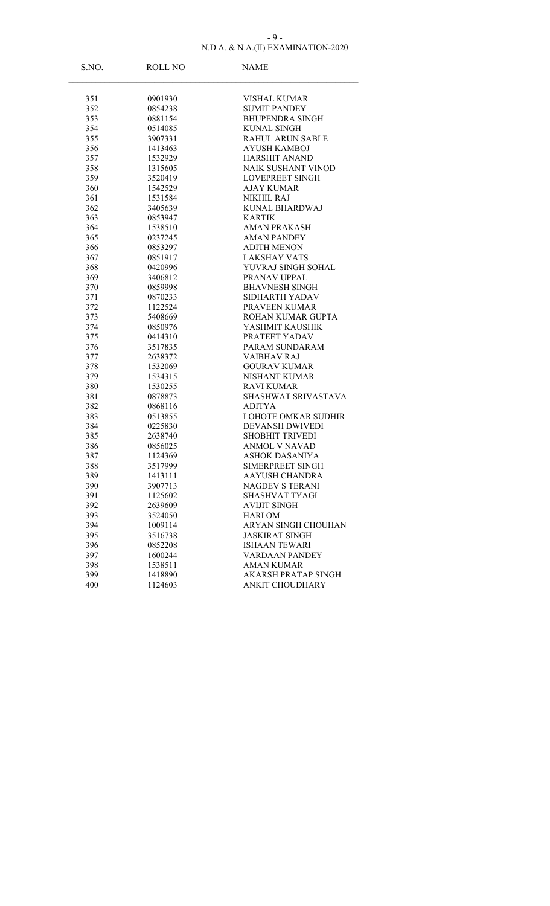| S.NO. | ROLL NO | NAME |
| --- | --- | --- |
| 351 | 0901930 | VISHAL KUMAR |
| 352 | 0854238 | SUMIT PANDEY |
| 353 | 0881154 | BHUPENDRA SINGH |
| 354 | 0514085 | KUNAL SINGH |
| 355 | 3907331 | RAHUL ARUN SABLE |
| 356 | 1413463 | AYUSH KAMBOJ |
| 357 | 1532929 | HARSHIT ANAND |
| 358 | 1315605 | NAIK SUSHANT VINOD |
| 359 | 3520419 | LOVEPREET SINGH |
| 360 | 1542529 | AJAY KUMAR |
| 361 | 1531584 | NIKHIL RAJ |
| 362 | 3405639 | KUNAL BHARDWAJ |
| 363 | 0853947 | KARTIK |
| 364 | 1538510 | AMAN PRAKASH |
| 365 | 0237245 | AMAN PANDEY |
| 366 | 0853297 | ADITH MENON |
| 367 | 0851917 | LAKSHAY VATS |
| 368 | 0420996 | YUVRAJ SINGH SOHAL |
| 369 | 3406812 | PRANAV UPPAL |
| 370 | 0859998 | BHAVNESH SINGH |
| 371 | 0870233 | SIDHARTH YADAV |
| 372 | 1122524 | PRAVEEN KUMAR |
| 373 | 5408669 | ROHAN KUMAR GUPTA |
| 374 | 0850976 | YASHMIT KAUSHIK |
| 375 | 0414310 | PRATEET YADAV |
| 376 | 3517835 | PARAM SUNDARAM |
| 377 | 2638372 | VAIBHAV RAJ |
| 378 | 1532069 | GOURAV KUMAR |
| 379 | 1534315 | NISHANT KUMAR |
| 380 | 1530255 | RAVI KUMAR |
| 381 | 0878873 | SHASHWAT SRIVASTAVA |
| 382 | 0868116 | ADITYA |
| 383 | 0513855 | LOHOTE OMKAR SUDHIR |
| 384 | 0225830 | DEVANSH DWIVEDI |
| 385 | 2638740 | SHOBHIT TRIVEDI |
| 386 | 0856025 | ANMOL V NAVAD |
| 387 | 1124369 | ASHOK DASANIYA |
| 388 | 3517999 | SIMERPREET SINGH |
| 389 | 1413111 | AAYUSH CHANDRA |
| 390 | 3907713 | NAGDEV S TERANI |
| 391 | 1125602 | SHASHVAT TYAGI |
| 392 | 2639609 | AVIJIT SINGH |
| 393 | 3524050 | HARI OM |
| 394 | 1009114 | ARYAN SINGH CHOUHAN |
| 395 | 3516738 | JASKIRAT SINGH |
| 396 | 0852208 | ISHAAN TEWARI |
| 397 | 1600244 | VARDAAN PANDEY |
| 398 | 1538511 | AMAN KUMAR |
| 399 | 1418890 | AKARSH PRATAP SINGH |
| 400 | 1124603 | ANKIT CHOUDHARY |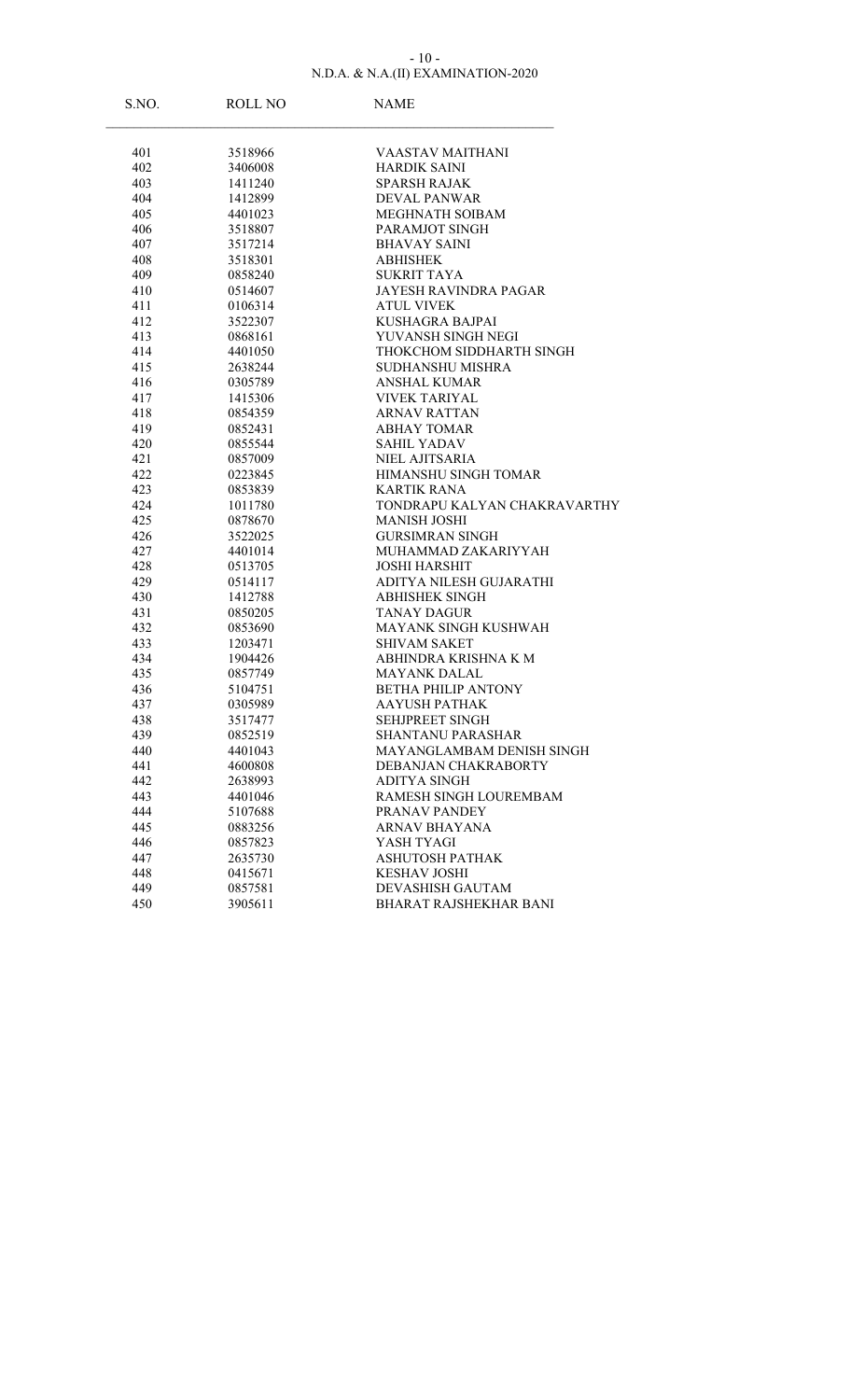N.D.A. & N.A.(II) EXAMINATION-2020

| S.NO. | ROLL NO | NAME |
|---|---|---|
| 401 | 3518966 | VAASTAV MAITHANI |
| 402 | 3406008 | HARDIK SAINI |
| 403 | 1411240 | SPARSH RAJAK |
| 404 | 1412899 | DEVAL PANWAR |
| 405 | 4401023 | MEGHNATH SOIBAM |
| 406 | 3518807 | PARAMJOT SINGH |
| 407 | 3517214 | BHAVAY SAINI |
| 408 | 3518301 | ABHISHEK |
| 409 | 0858240 | SUKRIT TAYA |
| 410 | 0514607 | JAYESH RAVINDRA PAGAR |
| 411 | 0106314 | ATUL VIVEK |
| 412 | 3522307 | KUSHAGRA BAJPAI |
| 413 | 0868161 | YUVANSH SINGH NEGI |
| 414 | 4401050 | THOKCHOM SIDDHARTH SINGH |
| 415 | 2638244 | SUDHANSHU MISHRA |
| 416 | 0305789 | ANSHAL KUMAR |
| 417 | 1415306 | VIVEK TARIYAL |
| 418 | 0854359 | ARNAV RATTAN |
| 419 | 0852431 | ABHAY TOMAR |
| 420 | 0855544 | SAHIL YADAV |
| 421 | 0857009 | NIEL AJITSARIA |
| 422 | 0223845 | HIMANSHU SINGH TOMAR |
| 423 | 0853839 | KARTIK RANA |
| 424 | 1011780 | TONDRAPU KALYAN CHAKRAVARTHY |
| 425 | 0878670 | MANISH JOSHI |
| 426 | 3522025 | GURSIMRAN SINGH |
| 427 | 4401014 | MUHAMMAD ZAKARIYYAH |
| 428 | 0513705 | JOSHI HARSHIT |
| 429 | 0514117 | ADITYA NILESH GUJARATHI |
| 430 | 1412788 | ABHISHEK SINGH |
| 431 | 0850205 | TANAY DAGUR |
| 432 | 0853690 | MAYANK SINGH KUSHWAH |
| 433 | 1203471 | SHIVAM SAKET |
| 434 | 1904426 | ABHINDRA KRISHNA K M |
| 435 | 0857749 | MAYANK DALAL |
| 436 | 5104751 | BETHA PHILIP ANTONY |
| 437 | 0305989 | AAYUSH PATHAK |
| 438 | 3517477 | SEHJPREET SINGH |
| 439 | 0852519 | SHANTANU PARASHAR |
| 440 | 4401043 | MAYANGLAMBAM DENISH SINGH |
| 441 | 4600808 | DEBANJAN CHAKRABORTY |
| 442 | 2638993 | ADITYA SINGH |
| 443 | 4401046 | RAMESH SINGH LOUREMBAM |
| 444 | 5107688 | PRANAV PANDEY |
| 445 | 0883256 | ARNAV BHAYANA |
| 446 | 0857823 | YASH TYAGI |
| 447 | 2635730 | ASHUTOSH PATHAK |
| 448 | 0415671 | KESHAV JOSHI |
| 449 | 0857581 | DEVASHISH GAUTAM |
| 450 | 3905611 | BHARAT RAJSHEKHAR BANI |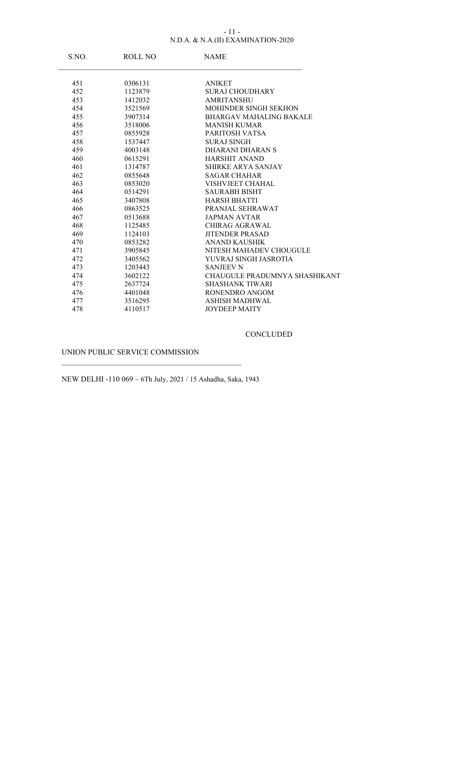| S.NO. | ROLL NO | NAME |
|---|---|---|
| 451 | 0306131 | ANIKET |
| 452 | 1123879 | SURAJ CHOUDHARY |
| 453 | 1412032 | AMRITANSHU |
| 454 | 3521569 | MOHINDER SINGH SEKHON |
| 455 | 3907314 | BHARGAV MAHALING BAKALE |
| 456 | 3518006 | MANISH KUMAR |
| 457 | 0855928 | PARITOSH VATSA |
| 458 | 1537447 | SURAJ SINGH |
| 459 | 4003148 | DHARANI DHARAN S |
| 460 | 0615291 | HARSHIT ANAND |
| 461 | 1314787 | SHIRKE ARYA SANJAY |
| 462 | 0855648 | SAGAR CHAHAR |
| 463 | 0853020 | VISHVJEET CHAHAL |
| 464 | 0514291 | SAURABH BISHT |
| 465 | 3407808 | HARSH BHATTI |
| 466 | 0863525 | PRANJAL SEHRAWAT |
| 467 | 0513688 | JAPMAN AVTAR |
| 468 | 1125485 | CHIRAG AGRAWAL |
| 469 | 1124103 | JITENDER PRASAD |
| 470 | 0853282 | ANAND KAUSHIK |
| 471 | 3905845 | NITESH MAHADEV CHOUGULE |
| 472 | 3405562 | YUVRAJ SINGH JASROTIA |
| 473 | 1203443 | SANJEEV N |
| 474 | 3602122 | CHAUGULE PRADUMNYA SHASHIKANT |
| 475 | 2637724 | SHASHANK TIWARI |
| 476 | 4401048 | RONENDRO ANGOM |
| 477 | 3516295 | ASHISH MADHWAL |
| 478 | 4110517 | JOYDEEP MAITY |

CONCLUDED

UNION PUBLIC SERVICE COMMISSION

NEW DELHI -110 069 – 6Th July, 2021 / 15 Ashadha, Saka, 1943